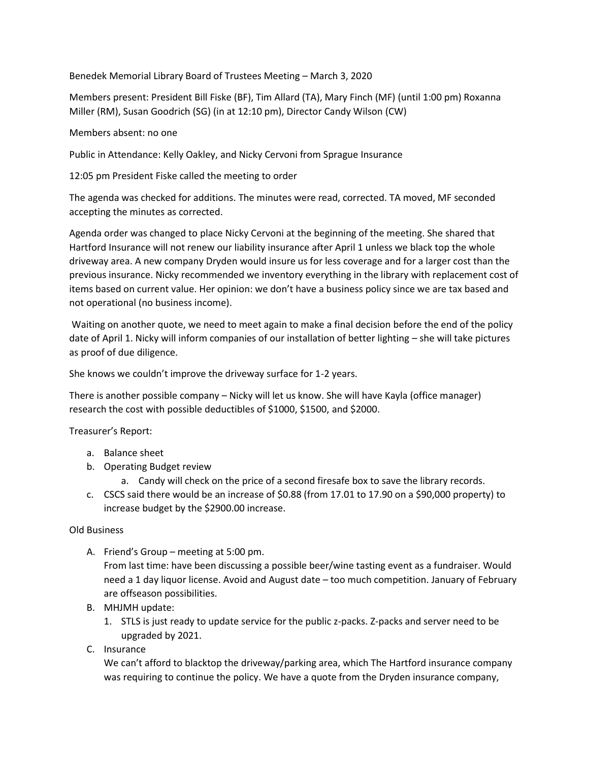Benedek Memorial Library Board of Trustees Meeting – March 3, 2020

Members present: President Bill Fiske (BF), Tim Allard (TA), Mary Finch (MF) (until 1:00 pm) Roxanna Miller (RM), Susan Goodrich (SG) (in at 12:10 pm), Director Candy Wilson (CW)

Members absent: no one

Public in Attendance: Kelly Oakley, and Nicky Cervoni from Sprague Insurance

12:05 pm President Fiske called the meeting to order

The agenda was checked for additions. The minutes were read, corrected. TA moved, MF seconded accepting the minutes as corrected.

Agenda order was changed to place Nicky Cervoni at the beginning of the meeting. She shared that Hartford Insurance will not renew our liability insurance after April 1 unless we black top the whole driveway area. A new company Dryden would insure us for less coverage and for a larger cost than the previous insurance. Nicky recommended we inventory everything in the library with replacement cost of items based on current value. Her opinion: we don't have a business policy since we are tax based and not operational (no business income).

Waiting on another quote, we need to meet again to make a final decision before the end of the policy date of April 1. Nicky will inform companies of our installation of better lighting – she will take pictures as proof of due diligence.

She knows we couldn't improve the driveway surface for 1-2 years.

There is another possible company – Nicky will let us know. She will have Kayla (office manager) research the cost with possible deductibles of $1000, $1500, and $2000.

Treasurer's Report:

a. Balance sheet
b. Operating Budget review
    a. Candy will check on the price of a second firesafe box to save the library records.
c. CSCS said there would be an increase of $0.88 (from 17.01 to 17.90 on a $90,000 property) to increase budget by the $2900.00 increase.

Old Business

A. Friend's Group – meeting at 5:00 pm.
   From last time: have been discussing a possible beer/wine tasting event as a fundraiser. Would need a 1 day liquor license. Avoid and August date – too much competition. January of February are offseason possibilities.
B. MHJMH update:
   1. STLS is just ready to update service for the public z-packs. Z-packs and server need to be upgraded by 2021.
C. Insurance
   We can't afford to blacktop the driveway/parking area, which The Hartford insurance company was requiring to continue the policy. We have a quote from the Dryden insurance company,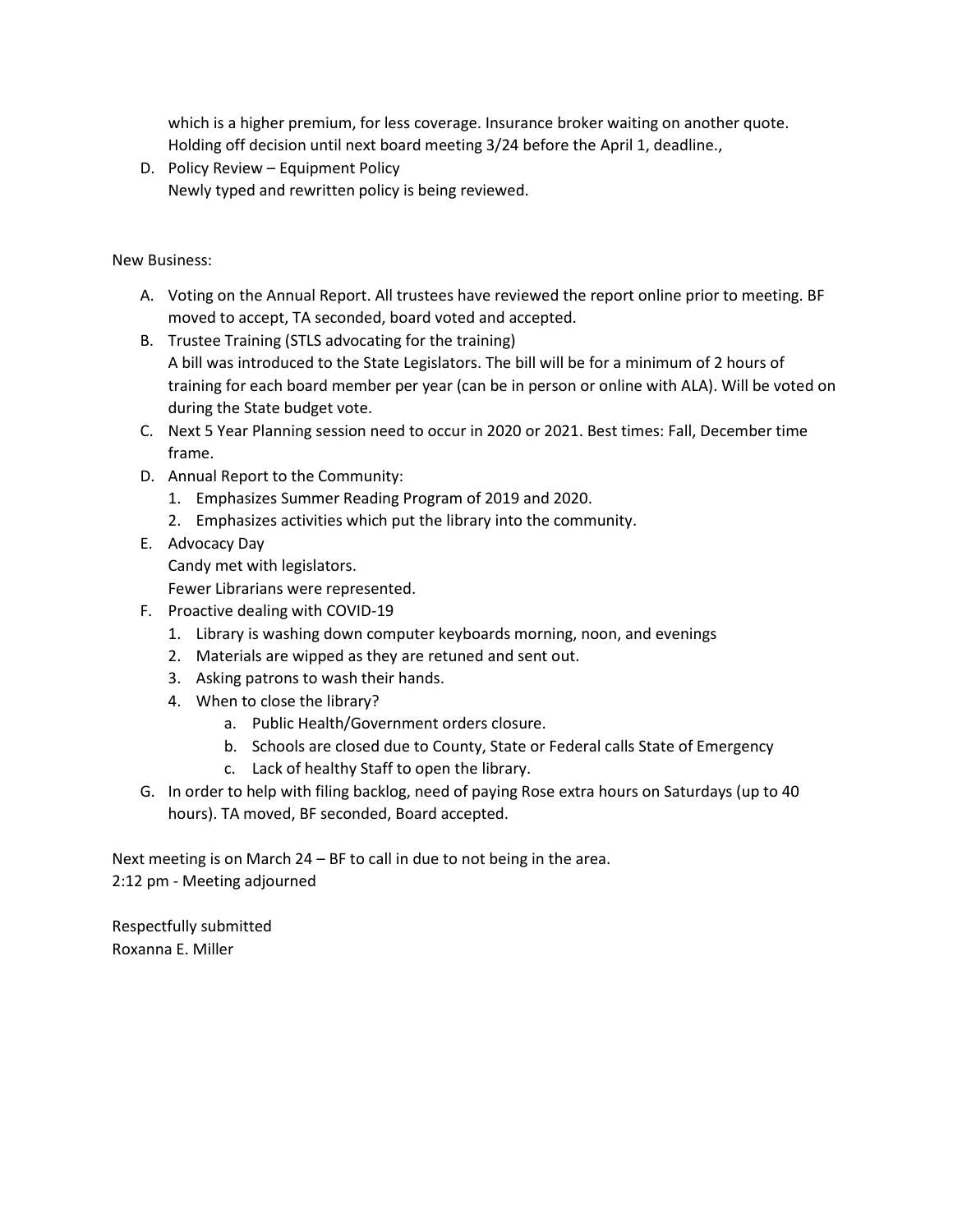which is a higher premium, for less coverage. Insurance broker waiting on another quote. Holding off decision until next board meeting 3/24 before the April 1, deadline.,

D. Policy Review – Equipment Policy
   Newly typed and rewritten policy is being reviewed.

New Business:

A. Voting on the Annual Report. All trustees have reviewed the report online prior to meeting. BF moved to accept, TA seconded, board voted and accepted.
B. Trustee Training (STLS advocating for the training)
   A bill was introduced to the State Legislators. The bill will be for a minimum of 2 hours of training for each board member per year (can be in person or online with ALA). Will be voted on during the State budget vote.
C. Next 5 Year Planning session need to occur in 2020 or 2021. Best times: Fall, December time frame.
D. Annual Report to the Community:
   1. Emphasizes Summer Reading Program of 2019 and 2020.
   2. Emphasizes activities which put the library into the community.
E. Advocacy Day
   Candy met with legislators.
   Fewer Librarians were represented.
F. Proactive dealing with COVID-19
   1. Library is washing down computer keyboards morning, noon, and evenings
   2. Materials are wipped as they are retuned and sent out.
   3. Asking patrons to wash their hands.
   4. When to close the library?
      a. Public Health/Government orders closure.
      b. Schools are closed due to County, State or Federal calls State of Emergency
      c. Lack of healthy Staff to open the library.
G. In order to help with filing backlog, need of paying Rose extra hours on Saturdays (up to 40 hours). TA moved, BF seconded, Board accepted.

Next meeting is on March 24 – BF to call in due to not being in the area.
2:12 pm - Meeting adjourned

Respectfully submitted
Roxanna E. Miller